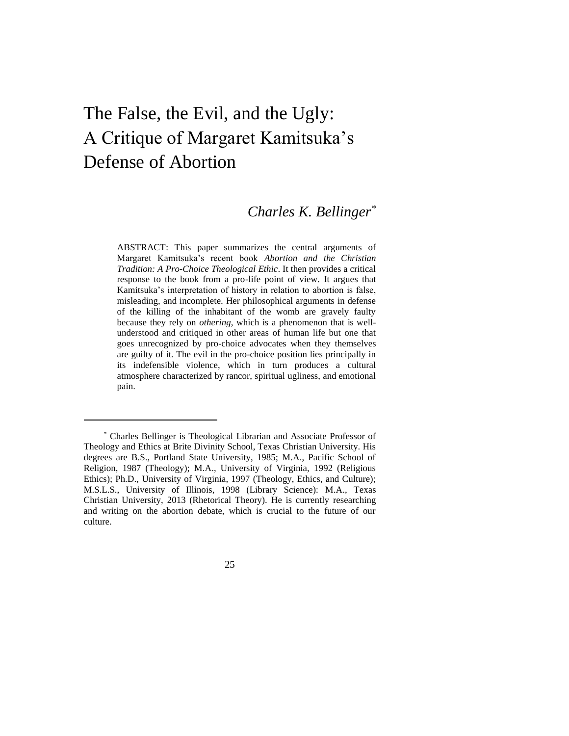# The False, the Evil, and the Ugly: A Critique of Margaret Kamitsuka's Defense of Abortion

*Charles K. Bellinger*[*]

ABSTRACT: This paper summarizes the central arguments of Margaret Kamitsuka's recent book *Abortion and the Christian Tradition: A Pro-Choice Theological Ethic*. It then provides a critical response to the book from a pro-life point of view. It argues that Kamitsuka's interpretation of history in relation to abortion is false, misleading, and incomplete. Her philosophical arguments in defense of the killing of the inhabitant of the womb are gravely faulty because they rely on *othering*, which is a phenomenon that is well-understood and critiqued in other areas of human life but one that goes unrecognized by pro-choice advocates when they themselves are guilty of it. The evil in the pro-choice position lies principally in its indefensible violence, which in turn produces a cultural atmosphere characterized by rancor, spiritual ugliness, and emotional pain.

---

[*] Charles Bellinger is Theological Librarian and Associate Professor of Theology and Ethics at Brite Divinity School, Texas Christian University. His degrees are B.S., Portland State University, 1985; M.A., Pacific School of Religion, 1987 (Theology); M.A., University of Virginia, 1992 (Religious Ethics); Ph.D., University of Virginia, 1997 (Theology, Ethics, and Culture); M.S.L.S., University of Illinois, 1998 (Library Science): M.A., Texas Christian University, 2013 (Rhetorical Theory). He is currently researching and writing on the abortion debate, which is crucial to the future of our culture.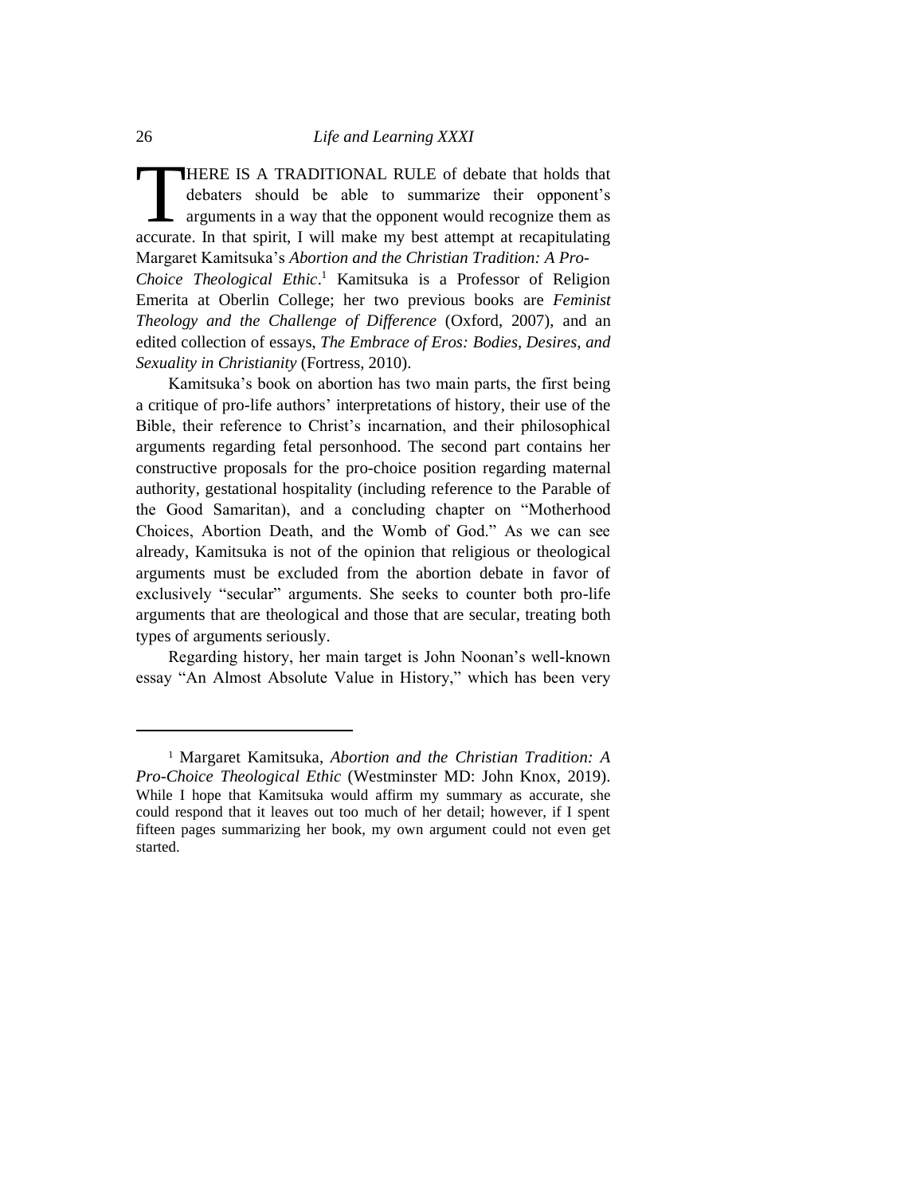THERE IS A TRADITIONAL RULE of debate that holds that debaters should be able to summarize their opponent's arguments in a way that the opponent would recognize them as accurate. In that spirit, I will make my best attempt at recapitulating Margaret Kamitsuka's *Abortion and the Christian Tradition: A Pro-Choice Theological Ethic*.[1] Kamitsuka is a Professor of Religion Emerita at Oberlin College; her two previous books are *Feminist Theology and the Challenge of Difference* (Oxford, 2007), and an edited collection of essays, *The Embrace of Eros: Bodies, Desires, and Sexuality in Christianity* (Fortress, 2010).

Kamitsuka's book on abortion has two main parts, the first being a critique of pro-life authors' interpretations of history, their use of the Bible, their reference to Christ's incarnation, and their philosophical arguments regarding fetal personhood. The second part contains her constructive proposals for the pro-choice position regarding maternal authority, gestational hospitality (including reference to the Parable of the Good Samaritan), and a concluding chapter on "Motherhood Choices, Abortion Death, and the Womb of God." As we can see already, Kamitsuka is not of the opinion that religious or theological arguments must be excluded from the abortion debate in favor of exclusively "secular" arguments. She seeks to counter both pro-life arguments that are theological and those that are secular, treating both types of arguments seriously.

Regarding history, her main target is John Noonan's well-known essay "An Almost Absolute Value in History," which has been very

---

[1] Margaret Kamitsuka, *Abortion and the Christian Tradition: A Pro-Choice Theological Ethic* (Westminster MD: John Knox, 2019). While I hope that Kamitsuka would affirm my summary as accurate, she could respond that it leaves out too much of her detail; however, if I spent fifteen pages summarizing her book, my own argument could not even get started.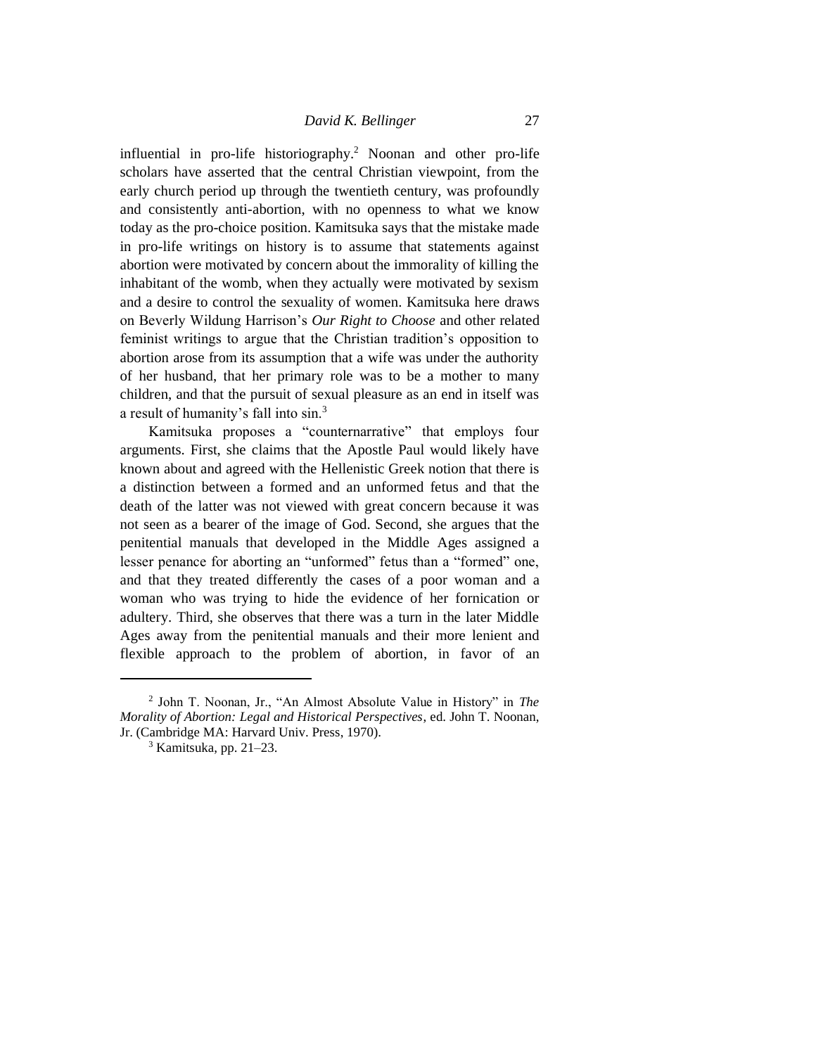influential in pro-life historiography.[2] Noonan and other pro-life scholars have asserted that the central Christian viewpoint, from the early church period up through the twentieth century, was profoundly and consistently anti-abortion, with no openness to what we know today as the pro-choice position. Kamitsuka says that the mistake made in pro-life writings on history is to assume that statements against abortion were motivated by concern about the immorality of killing the inhabitant of the womb, when they actually were motivated by sexism and a desire to control the sexuality of women. Kamitsuka here draws on Beverly Wildung Harrison's *Our Right to Choose* and other related feminist writings to argue that the Christian tradition's opposition to abortion arose from its assumption that a wife was under the authority of her husband, that her primary role was to be a mother to many children, and that the pursuit of sexual pleasure as an end in itself was a result of humanity's fall into sin.[3]

Kamitsuka proposes a "counternarrative" that employs four arguments. First, she claims that the Apostle Paul would likely have known about and agreed with the Hellenistic Greek notion that there is a distinction between a formed and an unformed fetus and that the death of the latter was not viewed with great concern because it was not seen as a bearer of the image of God. Second, she argues that the penitential manuals that developed in the Middle Ages assigned a lesser penance for aborting an "unformed" fetus than a "formed" one, and that they treated differently the cases of a poor woman and a woman who was trying to hide the evidence of her fornication or adultery. Third, she observes that there was a turn in the later Middle Ages away from the penitential manuals and their more lenient and flexible approach to the problem of abortion, in favor of an

---

[2] John T. Noonan, Jr., "An Almost Absolute Value in History" in *The Morality of Abortion: Legal and Historical Perspectives*, ed. John T. Noonan, Jr. (Cambridge MA: Harvard Univ. Press, 1970).

[3] Kamitsuka, pp. 21–23.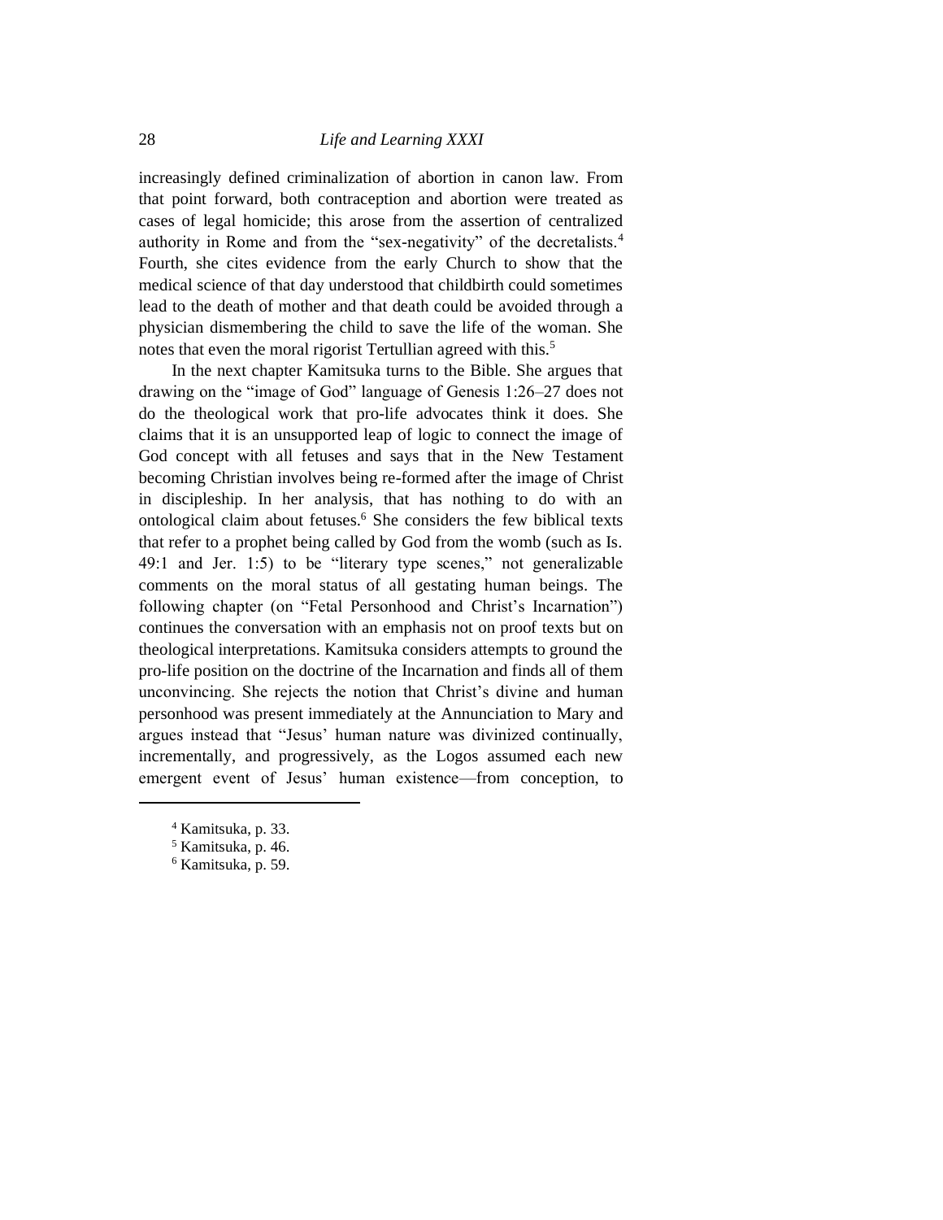increasingly defined criminalization of abortion in canon law. From that point forward, both contraception and abortion were treated as cases of legal homicide; this arose from the assertion of centralized authority in Rome and from the "sex-negativity" of the decretalists.[4] Fourth, she cites evidence from the early Church to show that the medical science of that day understood that childbirth could sometimes lead to the death of mother and that death could be avoided through a physician dismembering the child to save the life of the woman. She notes that even the moral rigorist Tertullian agreed with this.[5]

In the next chapter Kamitsuka turns to the Bible. She argues that drawing on the "image of God" language of Genesis 1:26–27 does not do the theological work that pro-life advocates think it does. She claims that it is an unsupported leap of logic to connect the image of God concept with all fetuses and says that in the New Testament becoming Christian involves being re-formed after the image of Christ in discipleship. In her analysis, that has nothing to do with an ontological claim about fetuses.[6] She considers the few biblical texts that refer to a prophet being called by God from the womb (such as Is. 49:1 and Jer. 1:5) to be "literary type scenes," not generalizable comments on the moral status of all gestating human beings. The following chapter (on "Fetal Personhood and Christ's Incarnation") continues the conversation with an emphasis not on proof texts but on theological interpretations. Kamitsuka considers attempts to ground the pro-life position on the doctrine of the Incarnation and finds all of them unconvincing. She rejects the notion that Christ's divine and human personhood was present immediately at the Annunciation to Mary and argues instead that "Jesus' human nature was divinized continually, incrementally, and progressively, as the Logos assumed each new emergent event of Jesus' human existence—from conception, to

[4] Kamitsuka, p. 33.

[5] Kamitsuka, p. 46.

[6] Kamitsuka, p. 59.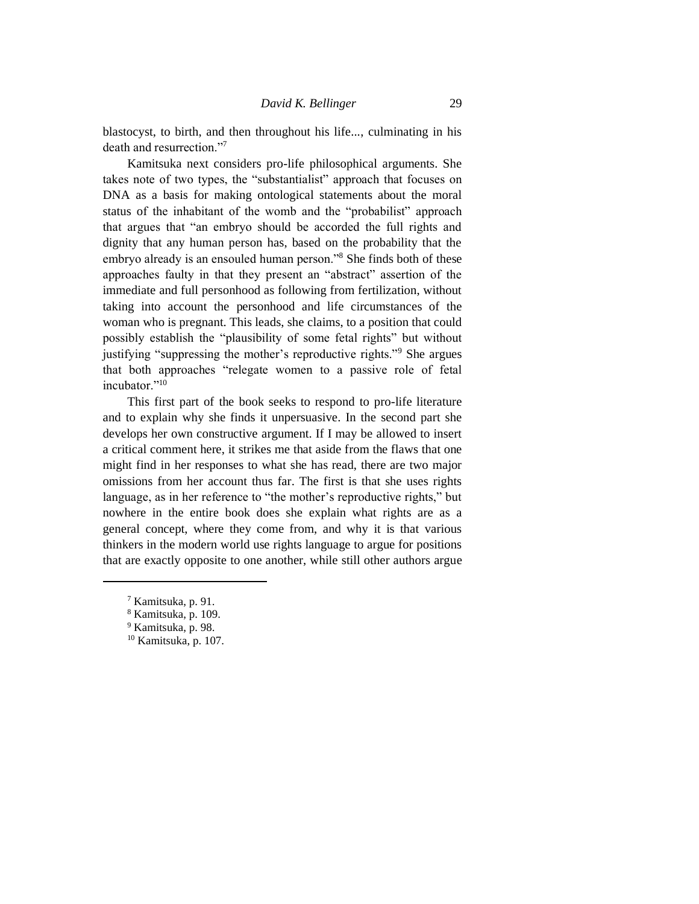blastocyst, to birth, and then throughout his life..., culminating in his death and resurrection."[7]

Kamitsuka next considers pro-life philosophical arguments. She takes note of two types, the "substantialist" approach that focuses on DNA as a basis for making ontological statements about the moral status of the inhabitant of the womb and the "probabilist" approach that argues that "an embryo should be accorded the full rights and dignity that any human person has, based on the probability that the embryo already is an ensouled human person."[8] She finds both of these approaches faulty in that they present an "abstract" assertion of the immediate and full personhood as following from fertilization, without taking into account the personhood and life circumstances of the woman who is pregnant. This leads, she claims, to a position that could possibly establish the "plausibility of some fetal rights" but without justifying "suppressing the mother's reproductive rights."[9] She argues that both approaches "relegate women to a passive role of fetal incubator."[10]

This first part of the book seeks to respond to pro-life literature and to explain why she finds it unpersuasive. In the second part she develops her own constructive argument. If I may be allowed to insert a critical comment here, it strikes me that aside from the flaws that one might find in her responses to what she has read, there are two major omissions from her account thus far. The first is that she uses rights language, as in her reference to "the mother's reproductive rights," but nowhere in the entire book does she explain what rights are as a general concept, where they come from, and why it is that various thinkers in the modern world use rights language to argue for positions that are exactly opposite to one another, while still other authors argue

---

[7] Kamitsuka, p. 91.

[8] Kamitsuka, p. 109.

[9] Kamitsuka, p. 98.

[10] Kamitsuka, p. 107.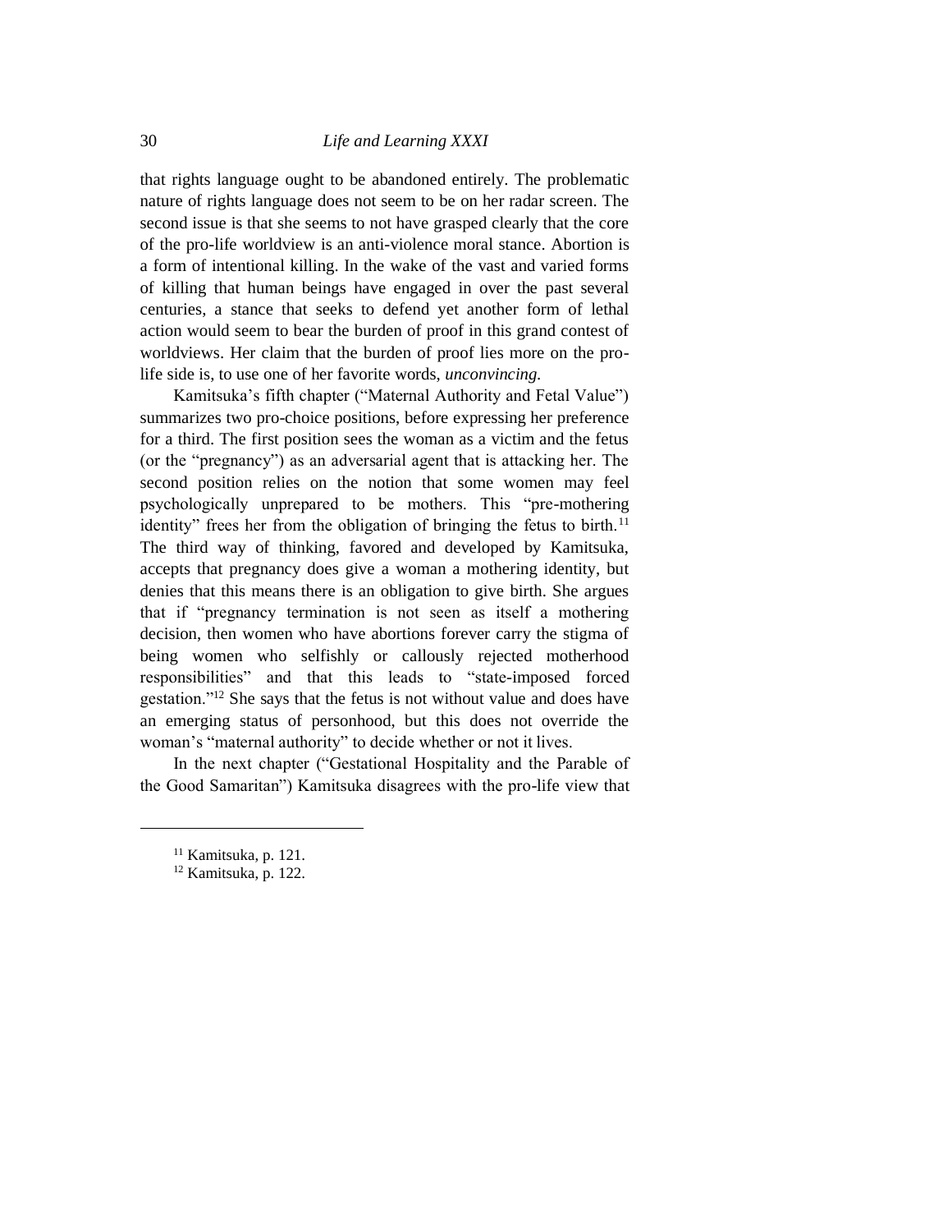that rights language ought to be abandoned entirely. The problematic nature of rights language does not seem to be on her radar screen. The second issue is that she seems to not have grasped clearly that the core of the pro-life worldview is an anti-violence moral stance. Abortion is a form of intentional killing. In the wake of the vast and varied forms of killing that human beings have engaged in over the past several centuries, a stance that seeks to defend yet another form of lethal action would seem to bear the burden of proof in this grand contest of worldviews. Her claim that the burden of proof lies more on the pro-life side is, to use one of her favorite words, *unconvincing.*

Kamitsuka's fifth chapter ("Maternal Authority and Fetal Value") summarizes two pro-choice positions, before expressing her preference for a third. The first position sees the woman as a victim and the fetus (or the "pregnancy") as an adversarial agent that is attacking her. The second position relies on the notion that some women may feel psychologically unprepared to be mothers. This "pre-mothering identity" frees her from the obligation of bringing the fetus to birth.[11] The third way of thinking, favored and developed by Kamitsuka, accepts that pregnancy does give a woman a mothering identity, but denies that this means there is an obligation to give birth. She argues that if "pregnancy termination is not seen as itself a mothering decision, then women who have abortions forever carry the stigma of being women who selfishly or callously rejected motherhood responsibilities" and that this leads to "state-imposed forced gestation."[12] She says that the fetus is not without value and does have an emerging status of personhood, but this does not override the woman's "maternal authority" to decide whether or not it lives.

In the next chapter ("Gestational Hospitality and the Parable of the Good Samaritan") Kamitsuka disagrees with the pro-life view that

[11] Kamitsuka, p. 121.

[12] Kamitsuka, p. 122.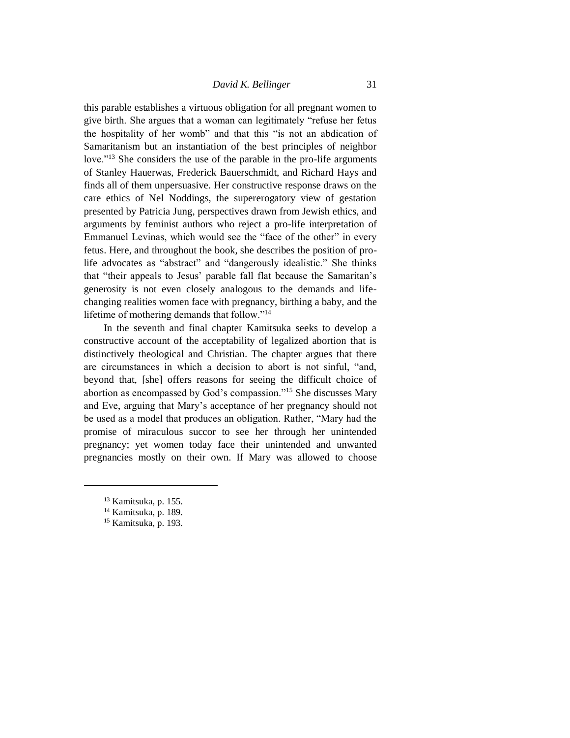this parable establishes a virtuous obligation for all pregnant women to give birth. She argues that a woman can legitimately "refuse her fetus the hospitality of her womb" and that this "is not an abdication of Samaritanism but an instantiation of the best principles of neighbor love."[13] She considers the use of the parable in the pro-life arguments of Stanley Hauerwas, Frederick Bauerschmidt, and Richard Hays and finds all of them unpersuasive. Her constructive response draws on the care ethics of Nel Noddings, the supererogatory view of gestation presented by Patricia Jung, perspectives drawn from Jewish ethics, and arguments by feminist authors who reject a pro-life interpretation of Emmanuel Levinas, which would see the "face of the other" in every fetus. Here, and throughout the book, she describes the position of pro-life advocates as "abstract" and "dangerously idealistic." She thinks that "their appeals to Jesus' parable fall flat because the Samaritan's generosity is not even closely analogous to the demands and life-changing realities women face with pregnancy, birthing a baby, and the lifetime of mothering demands that follow."[14]

In the seventh and final chapter Kamitsuka seeks to develop a constructive account of the acceptability of legalized abortion that is distinctively theological and Christian. The chapter argues that there are circumstances in which a decision to abort is not sinful, "and, beyond that, [she] offers reasons for seeing the difficult choice of abortion as encompassed by God's compassion."[15] She discusses Mary and Eve, arguing that Mary's acceptance of her pregnancy should not be used as a model that produces an obligation. Rather, "Mary had the promise of miraculous succor to see her through her unintended pregnancy; yet women today face their unintended and unwanted pregnancies mostly on their own. If Mary was allowed to choose

---

[13] Kamitsuka, p. 155.

[14] Kamitsuka, p. 189.

[15] Kamitsuka, p. 193.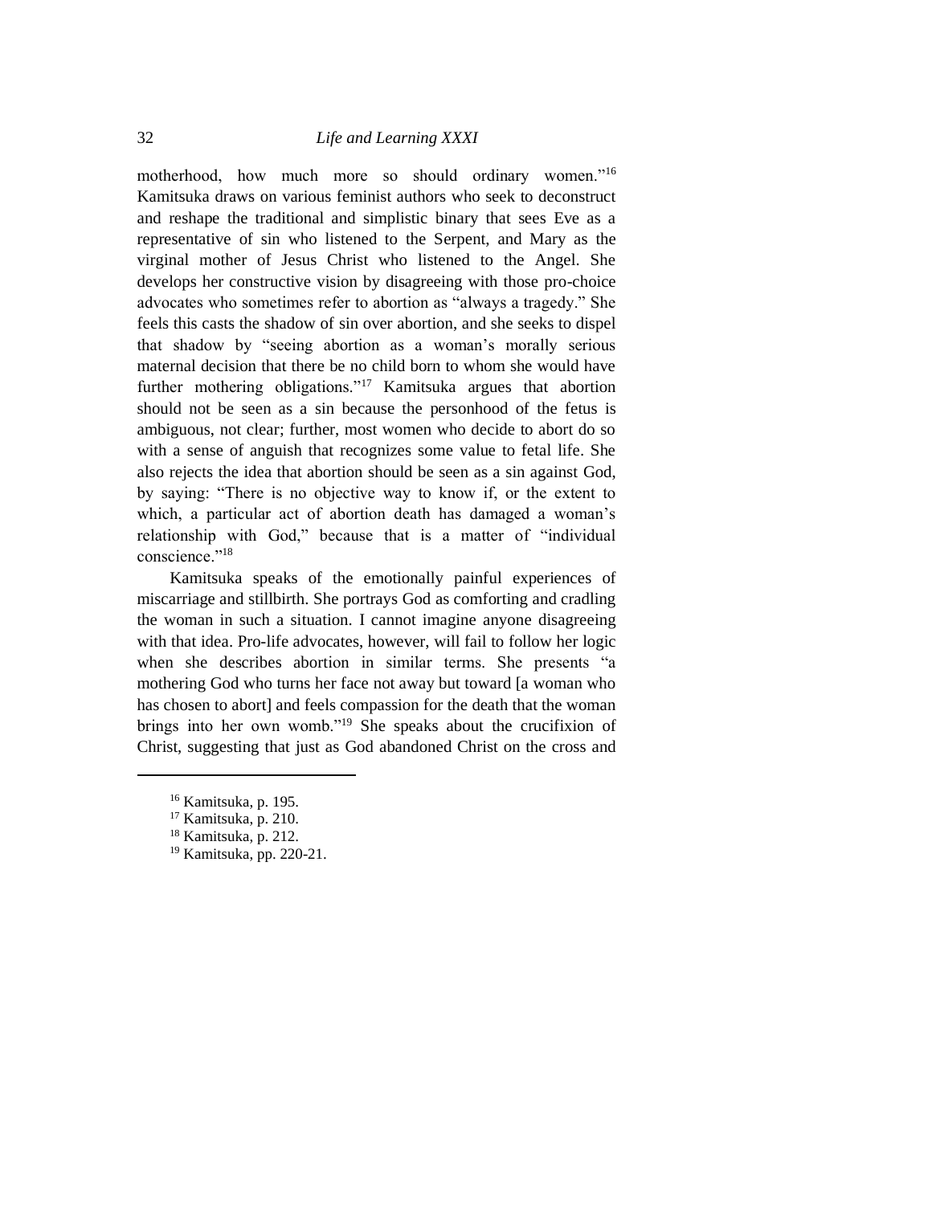motherhood, how much more so should ordinary women."[16] Kamitsuka draws on various feminist authors who seek to deconstruct and reshape the traditional and simplistic binary that sees Eve as a representative of sin who listened to the Serpent, and Mary as the virginal mother of Jesus Christ who listened to the Angel. She develops her constructive vision by disagreeing with those pro-choice advocates who sometimes refer to abortion as "always a tragedy." She feels this casts the shadow of sin over abortion, and she seeks to dispel that shadow by "seeing abortion as a woman's morally serious maternal decision that there be no child born to whom she would have further mothering obligations."[17] Kamitsuka argues that abortion should not be seen as a sin because the personhood of the fetus is ambiguous, not clear; further, most women who decide to abort do so with a sense of anguish that recognizes some value to fetal life. She also rejects the idea that abortion should be seen as a sin against God, by saying: "There is no objective way to know if, or the extent to which, a particular act of abortion death has damaged a woman's relationship with God," because that is a matter of "individual conscience."[18]

Kamitsuka speaks of the emotionally painful experiences of miscarriage and stillbirth. She portrays God as comforting and cradling the woman in such a situation. I cannot imagine anyone disagreeing with that idea. Pro-life advocates, however, will fail to follow her logic when she describes abortion in similar terms. She presents "a mothering God who turns her face not away but toward [a woman who has chosen to abort] and feels compassion for the death that the woman brings into her own womb."[19] She speaks about the crucifixion of Christ, suggesting that just as God abandoned Christ on the cross and

---

[16] Kamitsuka, p. 195.

[17] Kamitsuka, p. 210.

[18] Kamitsuka, p. 212.

[19] Kamitsuka, pp. 220-21.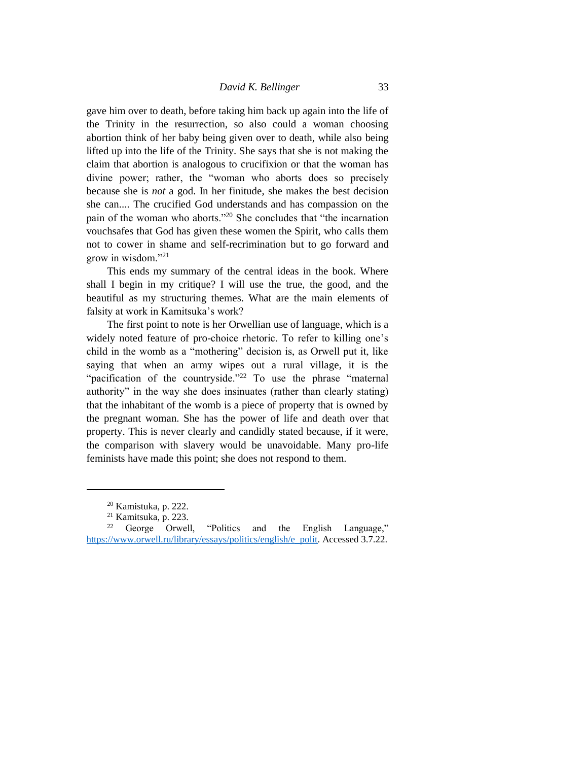gave him over to death, before taking him back up again into the life of the Trinity in the resurrection, so also could a woman choosing abortion think of her baby being given over to death, while also being lifted up into the life of the Trinity. She says that she is not making the claim that abortion is analogous to crucifixion or that the woman has divine power; rather, the "woman who aborts does so precisely because she is *not* a god. In her finitude, she makes the best decision she can.... The crucified God understands and has compassion on the pain of the woman who aborts."[20] She concludes that "the incarnation vouchsafes that God has given these women the Spirit, who calls them not to cower in shame and self-recrimination but to go forward and grow in wisdom."[21]

This ends my summary of the central ideas in the book. Where shall I begin in my critique? I will use the true, the good, and the beautiful as my structuring themes. What are the main elements of falsity at work in Kamitsuka's work?

The first point to note is her Orwellian use of language, which is a widely noted feature of pro-choice rhetoric. To refer to killing one's child in the womb as a "mothering" decision is, as Orwell put it, like saying that when an army wipes out a rural village, it is the "pacification of the countryside."[22] To use the phrase "maternal authority" in the way she does insinuates (rather than clearly stating) that the inhabitant of the womb is a piece of property that is owned by the pregnant woman. She has the power of life and death over that property. This is never clearly and candidly stated because, if it were, the comparison with slavery would be unavoidable. Many pro-life feminists have made this point; she does not respond to them.

---

[20] Kamistuka, p. 222.

[21] Kamitsuka, p. 223.

[22] George Orwell, "Politics and the English Language," https://www.orwell.ru/library/essays/politics/english/e_polit. Accessed 3.7.22.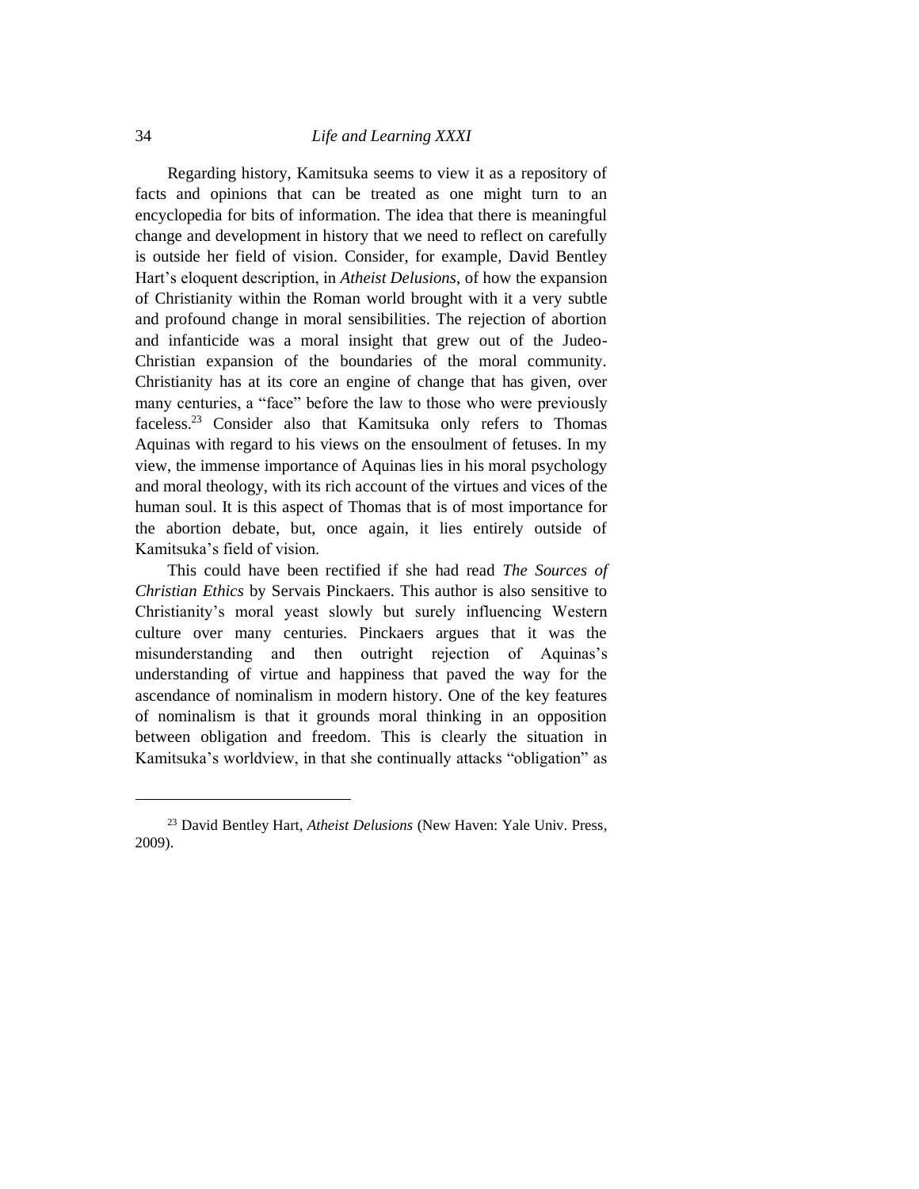Regarding history, Kamitsuka seems to view it as a repository of facts and opinions that can be treated as one might turn to an encyclopedia for bits of information. The idea that there is meaningful change and development in history that we need to reflect on carefully is outside her field of vision. Consider, for example, David Bentley Hart's eloquent description, in *Atheist Delusions*, of how the expansion of Christianity within the Roman world brought with it a very subtle and profound change in moral sensibilities. The rejection of abortion and infanticide was a moral insight that grew out of the Judeo-Christian expansion of the boundaries of the moral community. Christianity has at its core an engine of change that has given, over many centuries, a "face" before the law to those who were previously faceless.[23] Consider also that Kamitsuka only refers to Thomas Aquinas with regard to his views on the ensoulment of fetuses. In my view, the immense importance of Aquinas lies in his moral psychology and moral theology, with its rich account of the virtues and vices of the human soul. It is this aspect of Thomas that is of most importance for the abortion debate, but, once again, it lies entirely outside of Kamitsuka's field of vision.

This could have been rectified if she had read *The Sources of Christian Ethics* by Servais Pinckaers. This author is also sensitive to Christianity's moral yeast slowly but surely influencing Western culture over many centuries. Pinckaers argues that it was the misunderstanding and then outright rejection of Aquinas's understanding of virtue and happiness that paved the way for the ascendance of nominalism in modern history. One of the key features of nominalism is that it grounds moral thinking in an opposition between obligation and freedom. This is clearly the situation in Kamitsuka's worldview, in that she continually attacks "obligation" as

---

[23] David Bentley Hart, *Atheist Delusions* (New Haven: Yale Univ. Press, 2009).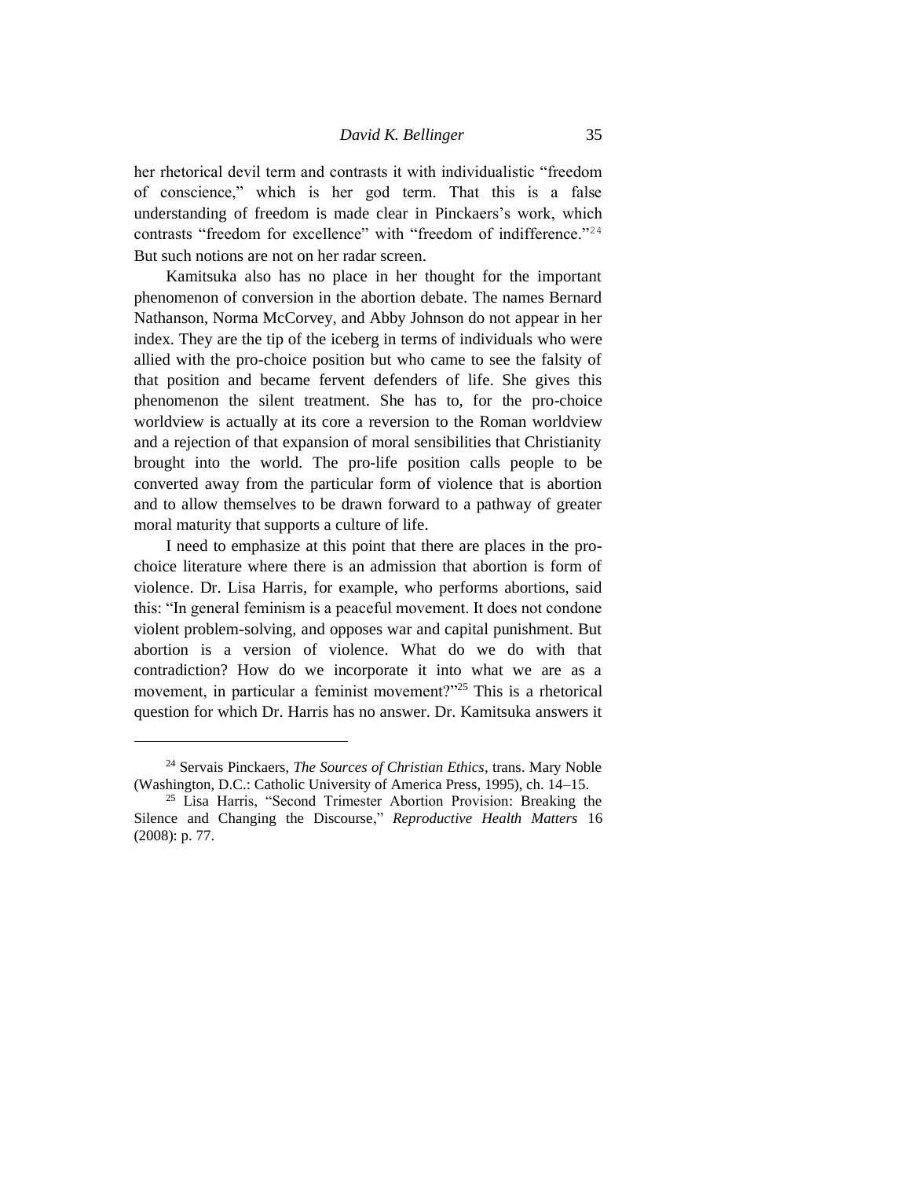her rhetorical devil term and contrasts it with individualistic "freedom of conscience," which is her god term. That this is a false understanding of freedom is made clear in Pinckaers's work, which contrasts "freedom for excellence" with "freedom of indifference."[24] But such notions are not on her radar screen.

Kamitsuka also has no place in her thought for the important phenomenon of conversion in the abortion debate. The names Bernard Nathanson, Norma McCorvey, and Abby Johnson do not appear in her index. They are the tip of the iceberg in terms of individuals who were allied with the pro-choice position but who came to see the falsity of that position and became fervent defenders of life. She gives this phenomenon the silent treatment. She has to, for the pro-choice worldview is actually at its core a reversion to the Roman worldview and a rejection of that expansion of moral sensibilities that Christianity brought into the world. The pro-life position calls people to be converted away from the particular form of violence that is abortion and to allow themselves to be drawn forward to a pathway of greater moral maturity that supports a culture of life.

I need to emphasize at this point that there are places in the pro-choice literature where there is an admission that abortion is form of violence. Dr. Lisa Harris, for example, who performs abortions, said this: "In general feminism is a peaceful movement. It does not condone violent problem-solving, and opposes war and capital punishment. But abortion is a version of violence. What do we do with that contradiction? How do we incorporate it into what we are as a movement, in particular a feminist movement?"[25] This is a rhetorical question for which Dr. Harris has no answer. Dr. Kamitsuka answers it

---

[24] Servais Pinckaers, *The Sources of Christian Ethics*, trans. Mary Noble (Washington, D.C.: Catholic University of America Press, 1995), ch. 14–15.

[25] Lisa Harris, "Second Trimester Abortion Provision: Breaking the Silence and Changing the Discourse," *Reproductive Health Matters* 16 (2008): p. 77.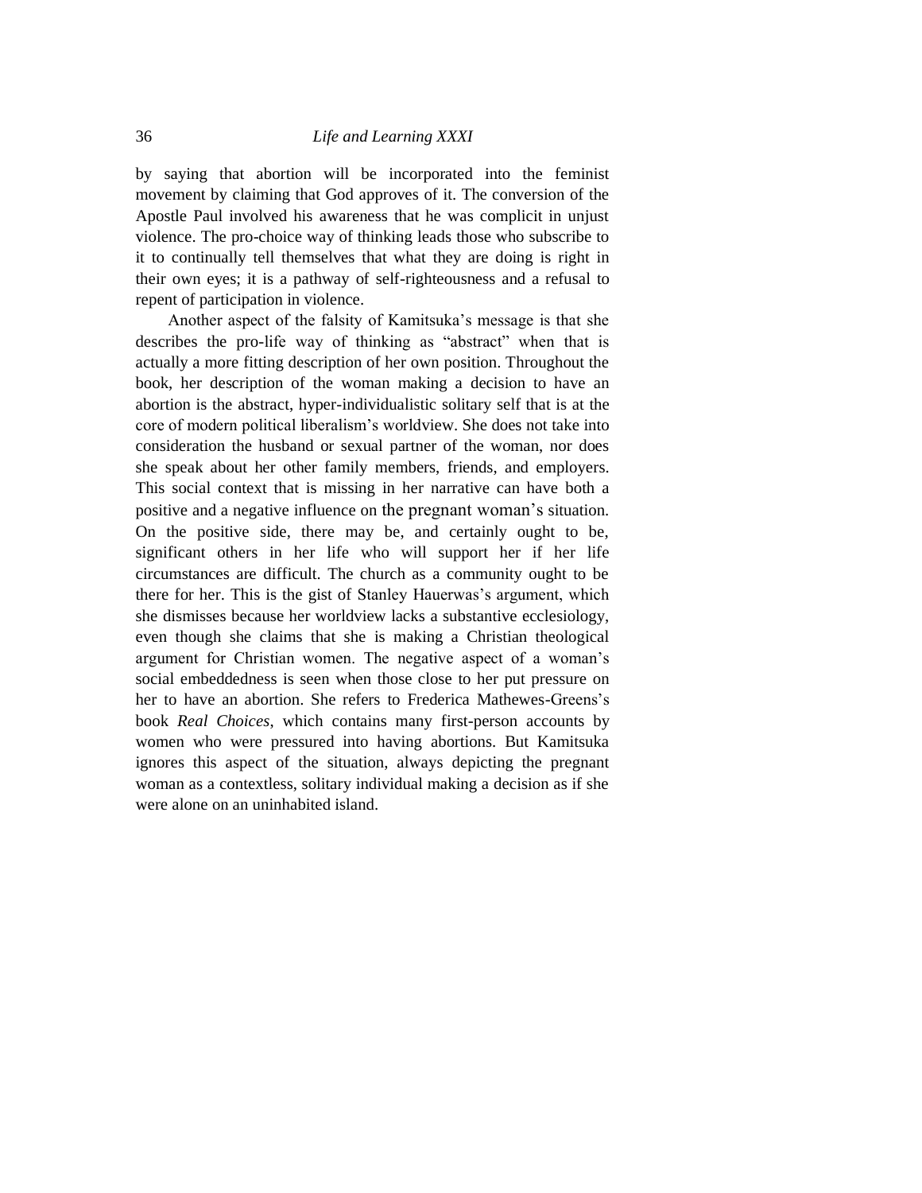by saying that abortion will be incorporated into the feminist movement by claiming that God approves of it. The conversion of the Apostle Paul involved his awareness that he was complicit in unjust violence. The pro-choice way of thinking leads those who subscribe to it to continually tell themselves that what they are doing is right in their own eyes; it is a pathway of self-righteousness and a refusal to repent of participation in violence.

Another aspect of the falsity of Kamitsuka's message is that she describes the pro-life way of thinking as "abstract" when that is actually a more fitting description of her own position. Throughout the book, her description of the woman making a decision to have an abortion is the abstract, hyper-individualistic solitary self that is at the core of modern political liberalism's worldview. She does not take into consideration the husband or sexual partner of the woman, nor does she speak about her other family members, friends, and employers. This social context that is missing in her narrative can have both a positive and a negative influence on the pregnant woman's situation. On the positive side, there may be, and certainly ought to be, significant others in her life who will support her if her life circumstances are difficult. The church as a community ought to be there for her. This is the gist of Stanley Hauerwas's argument, which she dismisses because her worldview lacks a substantive ecclesiology, even though she claims that she is making a Christian theological argument for Christian women. The negative aspect of a woman's social embeddedness is seen when those close to her put pressure on her to have an abortion. She refers to Frederica Mathewes-Greens's book *Real Choices*, which contains many first-person accounts by women who were pressured into having abortions. But Kamitsuka ignores this aspect of the situation, always depicting the pregnant woman as a contextless, solitary individual making a decision as if she were alone on an uninhabited island.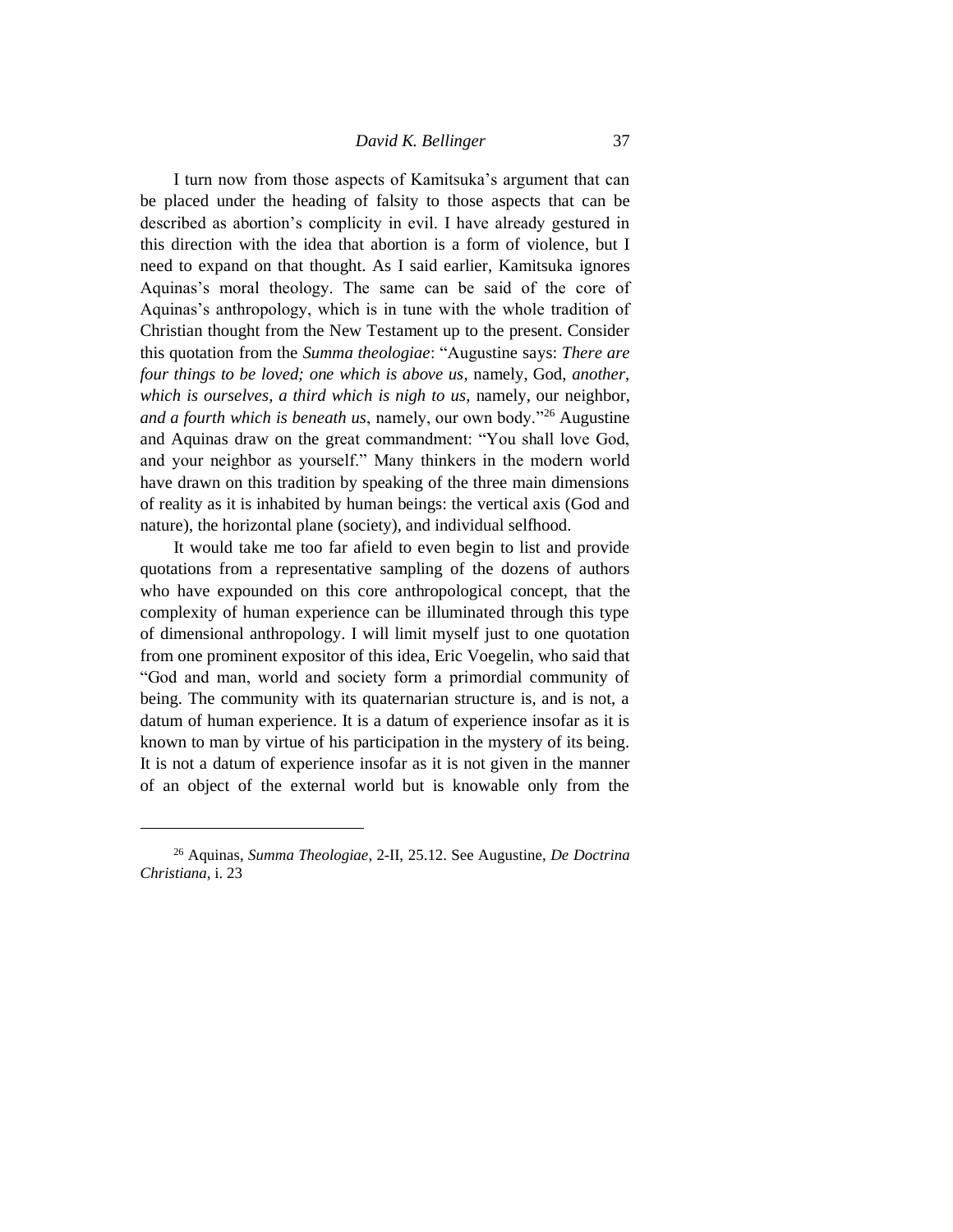I turn now from those aspects of Kamitsuka's argument that can be placed under the heading of falsity to those aspects that can be described as abortion's complicity in evil. I have already gestured in this direction with the idea that abortion is a form of violence, but I need to expand on that thought. As I said earlier, Kamitsuka ignores Aquinas's moral theology. The same can be said of the core of Aquinas's anthropology, which is in tune with the whole tradition of Christian thought from the New Testament up to the present. Consider this quotation from the *Summa theologiae*: "Augustine says: *There are four things to be loved; one which is above us*, namely, God, *another, which is ourselves, a third which is nigh to us*, namely, our neighbor, *and a fourth which is beneath us*, namely, our own body."[26] Augustine and Aquinas draw on the great commandment: "You shall love God, and your neighbor as yourself." Many thinkers in the modern world have drawn on this tradition by speaking of the three main dimensions of reality as it is inhabited by human beings: the vertical axis (God and nature), the horizontal plane (society), and individual selfhood.

It would take me too far afield to even begin to list and provide quotations from a representative sampling of the dozens of authors who have expounded on this core anthropological concept, that the complexity of human experience can be illuminated through this type of dimensional anthropology. I will limit myself just to one quotation from one prominent expositor of this idea, Eric Voegelin, who said that "God and man, world and society form a primordial community of being. The community with its quaternarian structure is, and is not, a datum of human experience. It is a datum of experience insofar as it is known to man by virtue of his participation in the mystery of its being. It is not a datum of experience insofar as it is not given in the manner of an object of the external world but is knowable only from the

---

[26] Aquinas, *Summa Theologiae*, 2-II, 25.12. See Augustine, *De Doctrina Christiana*, i. 23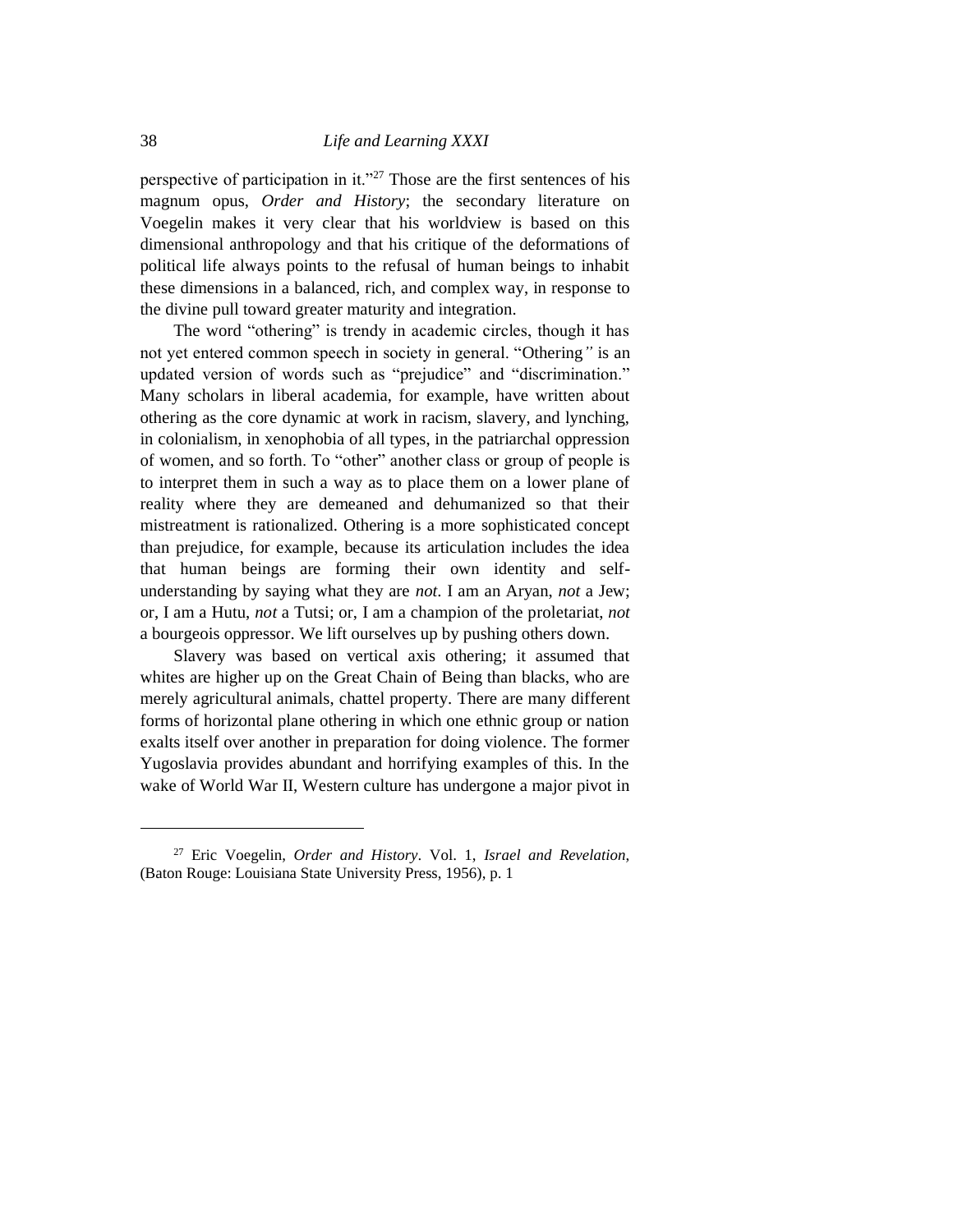perspective of participation in it."[27] Those are the first sentences of his magnum opus, *Order and History*; the secondary literature on Voegelin makes it very clear that his worldview is based on this dimensional anthropology and that his critique of the deformations of political life always points to the refusal of human beings to inhabit these dimensions in a balanced, rich, and complex way, in response to the divine pull toward greater maturity and integration.

The word "othering" is trendy in academic circles, though it has not yet entered common speech in society in general. "Othering" is an updated version of words such as "prejudice" and "discrimination." Many scholars in liberal academia, for example, have written about othering as the core dynamic at work in racism, slavery, and lynching, in colonialism, in xenophobia of all types, in the patriarchal oppression of women, and so forth. To "other" another class or group of people is to interpret them in such a way as to place them on a lower plane of reality where they are demeaned and dehumanized so that their mistreatment is rationalized. Othering is a more sophisticated concept than prejudice, for example, because its articulation includes the idea that human beings are forming their own identity and self-understanding by saying what they are *not*. I am an Aryan, *not* a Jew; or, I am a Hutu, *not* a Tutsi; or, I am a champion of the proletariat, *not* a bourgeois oppressor. We lift ourselves up by pushing others down.

Slavery was based on vertical axis othering; it assumed that whites are higher up on the Great Chain of Being than blacks, who are merely agricultural animals, chattel property. There are many different forms of horizontal plane othering in which one ethnic group or nation exalts itself over another in preparation for doing violence. The former Yugoslavia provides abundant and horrifying examples of this. In the wake of World War II, Western culture has undergone a major pivot in

---

[27] Eric Voegelin, *Order and History*. Vol. 1, *Israel and Revelation*, (Baton Rouge: Louisiana State University Press, 1956), p. 1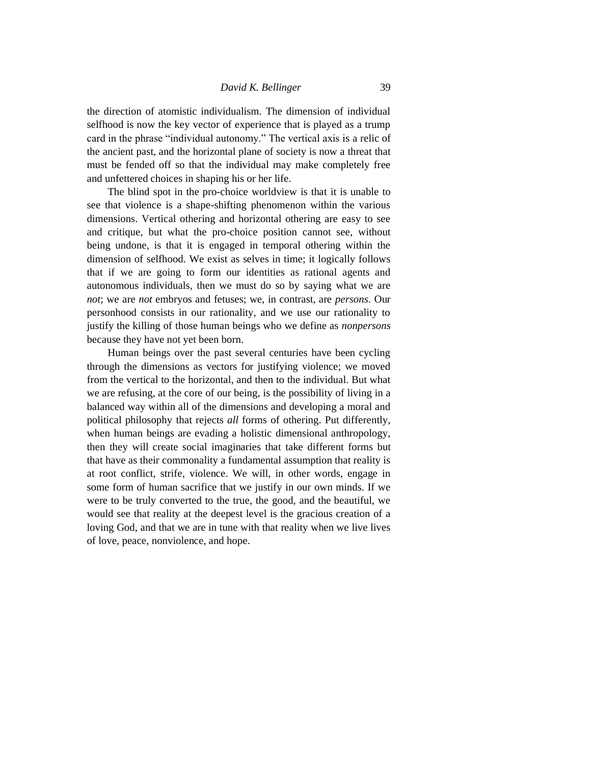the direction of atomistic individualism. The dimension of individual selfhood is now the key vector of experience that is played as a trump card in the phrase "individual autonomy." The vertical axis is a relic of the ancient past, and the horizontal plane of society is now a threat that must be fended off so that the individual may make completely free and unfettered choices in shaping his or her life.

The blind spot in the pro-choice worldview is that it is unable to see that violence is a shape-shifting phenomenon within the various dimensions. Vertical othering and horizontal othering are easy to see and critique, but what the pro-choice position cannot see, without being undone, is that it is engaged in temporal othering within the dimension of selfhood. We exist as selves in time; it logically follows that if we are going to form our identities as rational agents and autonomous individuals, then we must do so by saying what we are *not*; we are *not* embryos and fetuses; we, in contrast, are *persons*. Our personhood consists in our rationality, and we use our rationality to justify the killing of those human beings who we define as *nonpersons* because they have not yet been born.

Human beings over the past several centuries have been cycling through the dimensions as vectors for justifying violence; we moved from the vertical to the horizontal, and then to the individual. But what we are refusing, at the core of our being, is the possibility of living in a balanced way within all of the dimensions and developing a moral and political philosophy that rejects *all* forms of othering. Put differently, when human beings are evading a holistic dimensional anthropology, then they will create social imaginaries that take different forms but that have as their commonality a fundamental assumption that reality is at root conflict, strife, violence. We will, in other words, engage in some form of human sacrifice that we justify in our own minds. If we were to be truly converted to the true, the good, and the beautiful, we would see that reality at the deepest level is the gracious creation of a loving God, and that we are in tune with that reality when we live lives of love, peace, nonviolence, and hope.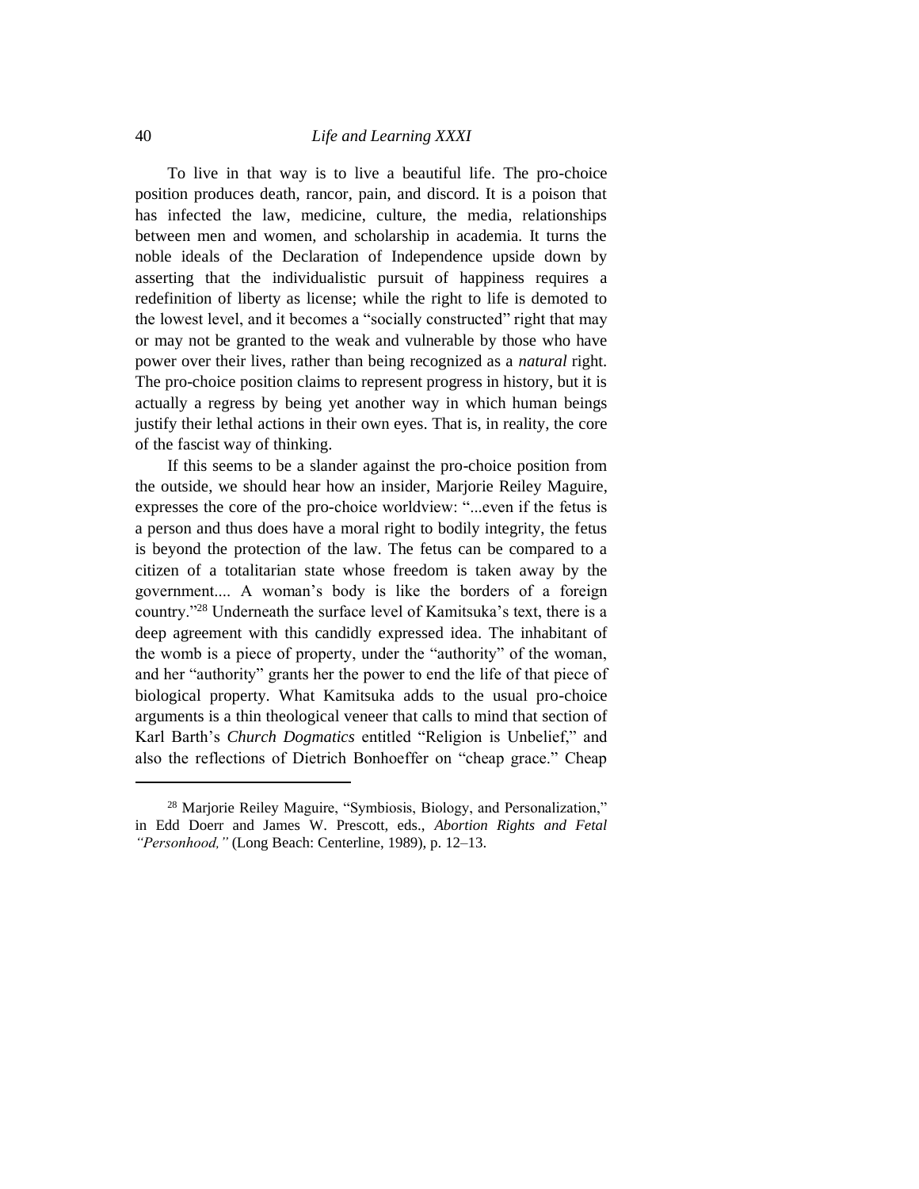To live in that way is to live a beautiful life. The pro-choice position produces death, rancor, pain, and discord. It is a poison that has infected the law, medicine, culture, the media, relationships between men and women, and scholarship in academia. It turns the noble ideals of the Declaration of Independence upside down by asserting that the individualistic pursuit of happiness requires a redefinition of liberty as license; while the right to life is demoted to the lowest level, and it becomes a "socially constructed" right that may or may not be granted to the weak and vulnerable by those who have power over their lives, rather than being recognized as a *natural* right. The pro-choice position claims to represent progress in history, but it is actually a regress by being yet another way in which human beings justify their lethal actions in their own eyes. That is, in reality, the core of the fascist way of thinking.

If this seems to be a slander against the pro-choice position from the outside, we should hear how an insider, Marjorie Reiley Maguire, expresses the core of the pro-choice worldview: "...even if the fetus is a person and thus does have a moral right to bodily integrity, the fetus is beyond the protection of the law. The fetus can be compared to a citizen of a totalitarian state whose freedom is taken away by the government.... A woman's body is like the borders of a foreign country."[28] Underneath the surface level of Kamitsuka's text, there is a deep agreement with this candidly expressed idea. The inhabitant of the womb is a piece of property, under the "authority" of the woman, and her "authority" grants her the power to end the life of that piece of biological property. What Kamitsuka adds to the usual pro-choice arguments is a thin theological veneer that calls to mind that section of Karl Barth's *Church Dogmatics* entitled "Religion is Unbelief," and also the reflections of Dietrich Bonhoeffer on "cheap grace." Cheap

---

[28] Marjorie Reiley Maguire, "Symbiosis, Biology, and Personalization," in Edd Doerr and James W. Prescott, eds., *Abortion Rights and Fetal "Personhood,"* (Long Beach: Centerline, 1989), p. 12–13.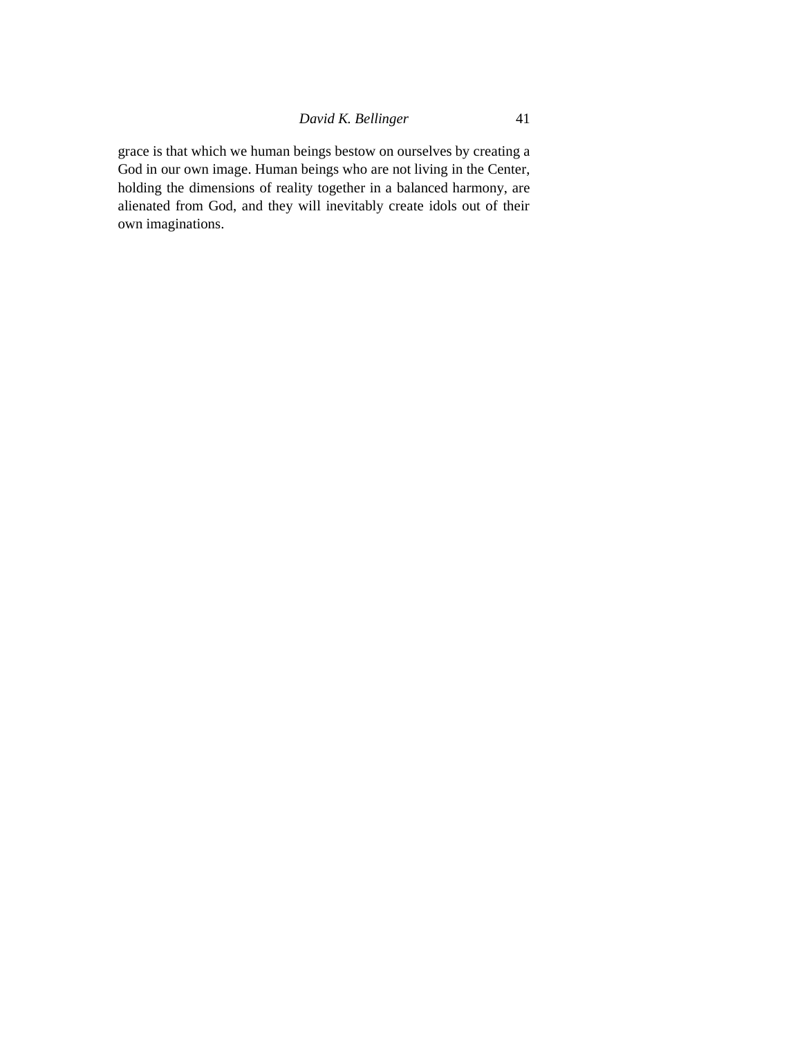grace is that which we human beings bestow on ourselves by creating a God in our own image. Human beings who are not living in the Center, holding the dimensions of reality together in a balanced harmony, are alienated from God, and they will inevitably create idols out of their own imaginations.